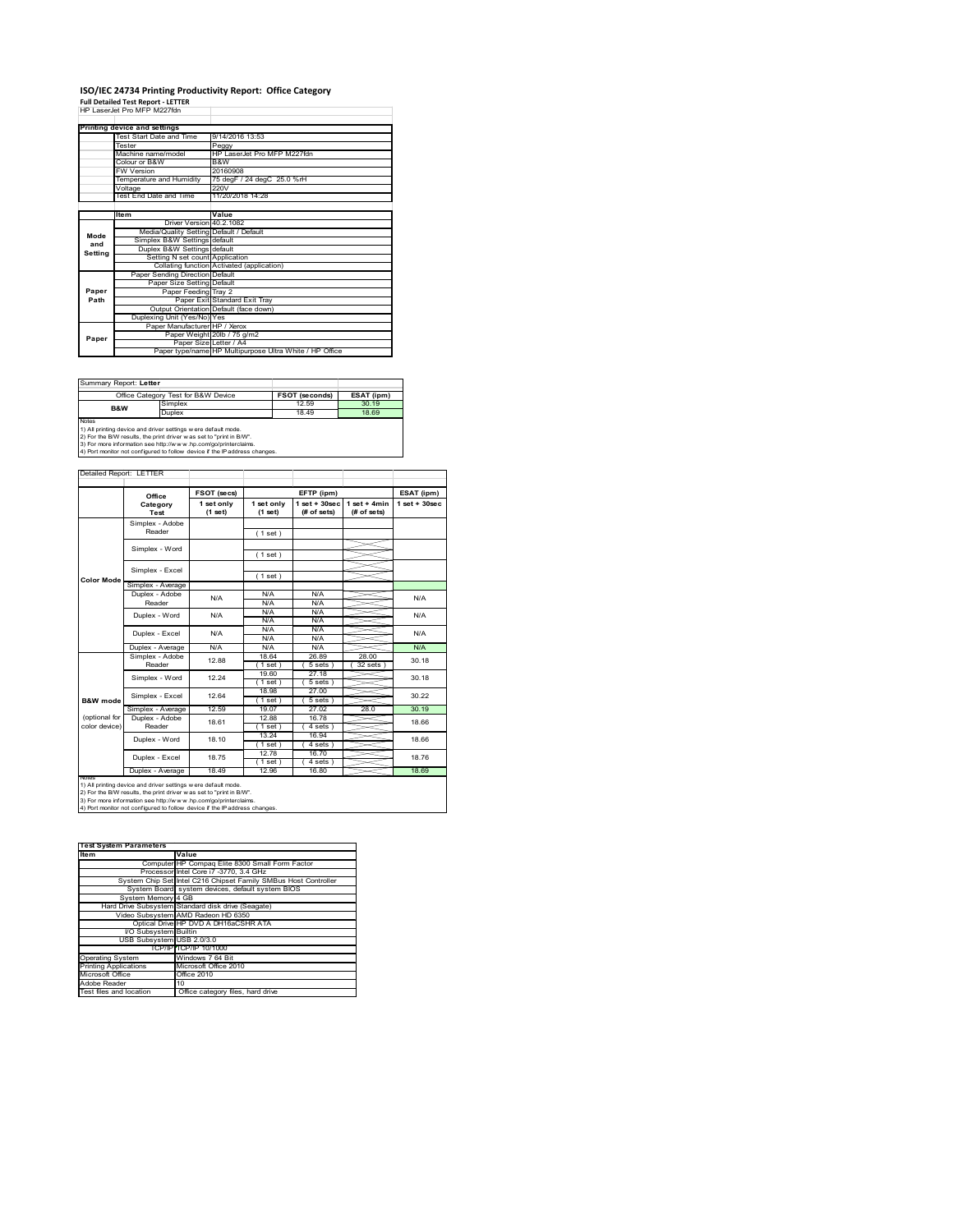# ISO/IEC 24734 Printing Productivity Report: Office Category

**Full Detailed Test Report - LETTER**

HP LaserJet Pro MFP M227fdn

| Printing device and settings | |
|---|---|
| Test Start Date and Time | 9/14/2016 13:53 |
| Tester | Peggy |
| Machine name/model | HP LaserJet Pro MFP M227fdn |
| Colour or B&W | B&W |
| FW Version | 20160908 |
| Temperature and Humidity | 75 degF / 24 degC 25.0 %rH |
| Voltage | 220V |
| Test End Date and Time | 11/20/2018 14:28 |

| | Item | Value |
|---|---|---|
| Mode and Setting | Driver Version | 40.2.1082 |
| | Media/Quality Setting | Default / Default |
| | Simplex B&W Settings | default |
| | Duplex B&W Settings | default |
| | Setting N set count | Application |
| | Collating function | Activated (application) |
| Paper Path | Paper Sending Direction | Default |
| | Paper Size Setting | Default |
| | Paper Feeding | Tray 2 |
| | Paper Exit | Standard Exit Tray |
| | Output Orientation | Default (face down) |
| | Duplexing Unit (Yes/No) | Yes |
| Paper | Paper Manufacturer | HP / Xerox |
| | Paper Weight | 20lb / 75 g/m2 |
| | Paper Size | Letter / A4 |
| | Paper type/name | HP Multipurpose Ultra White / HP Office |

Summary Report: **Letter**

| Office Category Test for B&W Device | | FSOT (seconds) | ESAT (ipm) |
|---|---|---|---|
| B&W | Simplex | 12.59 | 30.19 |
| | Duplex | 18.49 | 18.69 |

Notes
1) All printing device and driver settings were default mode.
2) For the B/W results, the print driver was set to "print in B/W".
3) For more information see http://www.hp.com/go/printerclaims.
4) Port monitor not configured to follow device if the IP address changes.

Detailed Report: LETTER

| | Office Category Test | FSOT (secs) 1 set only (1 set) | EFTP (ipm) 1 set only (1 set) | EFTP (ipm) 1 set + 30sec (# of sets) | EFTP (ipm) 1 set + 4min (# of sets) | ESAT (ipm) 1 set + 30sec |
|---|---|---|---|---|---|---|
| Color Mode | Simplex - Adobe Reader | | (1 set) | | | |
| | Simplex - Word | | (1 set) | | | |
| | Simplex - Excel | | (1 set) | | | |
| | Simplex - Average | | | | | |
| | Duplex - Adobe Reader | N/A | N/A N/A | N/A N/A | | N/A |
| | Duplex - Word | N/A | N/A N/A | N/A N/A | | N/A |
| | Duplex - Excel | N/A | N/A N/A | N/A N/A | | N/A |
| | Duplex - Average | N/A | N/A | N/A | | N/A |
| B&W mode (optional for color device) | Simplex - Adobe Reader | 12.88 | 18.64 (1 set) | 26.89 (5 sets) | 28.00 (32 sets) | 30.18 |
| | Simplex - Word | 12.24 | 19.60 (1 set) | 27.18 (5 sets) | | 30.18 |
| | Simplex - Excel | 12.64 | 18.98 (1 set) | 27.00 (5 sets) | | 30.22 |
| | Simplex - Average | 12.59 | 19.07 | 27.02 | 28.0 | 30.19 |
| | Duplex - Adobe Reader | 18.61 | 12.88 (1 set) | 16.78 (4 sets) | | 18.66 |
| | Duplex - Word | 18.10 | 13.24 (1 set) | 16.94 (4 sets) | | 18.66 |
| | Duplex - Excel | 18.75 | 12.78 (1 set) | 16.70 (4 sets) | | 18.76 |
| | Duplex - Average | 18.49 | 12.96 | 16.80 | | 18.69 |

Notes
1) All printing device and driver settings were default mode.
2) For the B/W results, the print driver was set to "print in B/W".
3) For more information see http://www.hp.com/go/printerclaims.
4) Port monitor not configured to follow device if the IP address changes.

| Test System Parameters | |
|---|---|
| **Item** | **Value** |
| Computer | HP Compaq Elite 8300 Small Form Factor |
| Processor | Intel Core i7 -3770, 3.4 GHz |
| System Chip Set | Intel C216 Chipset Family SMBus Host Controller |
| System Board | system devices, default system BIOS |
| System Memory | 4 GB |
| Hard Drive Subsystem | Standard disk drive (Seagate) |
| Video Subsystem | AMD Radeon HD 6350 |
| Optical Drive | HP DVD A DH16aCSHR ATA |
| I/O Subsystem | Builtin |
| USB Subsystem | USB 2.0/3.0 |
| TCP/IP | TCP/IP 10/1000 |
| Operating System | Windows 7 64 Bit |
| Printing Applications | Microsoft Office 2010 |
| Microsoft Office | Office 2010 |
| Adobe Reader | 10 |
| Test files and location | Office category files, hard drive |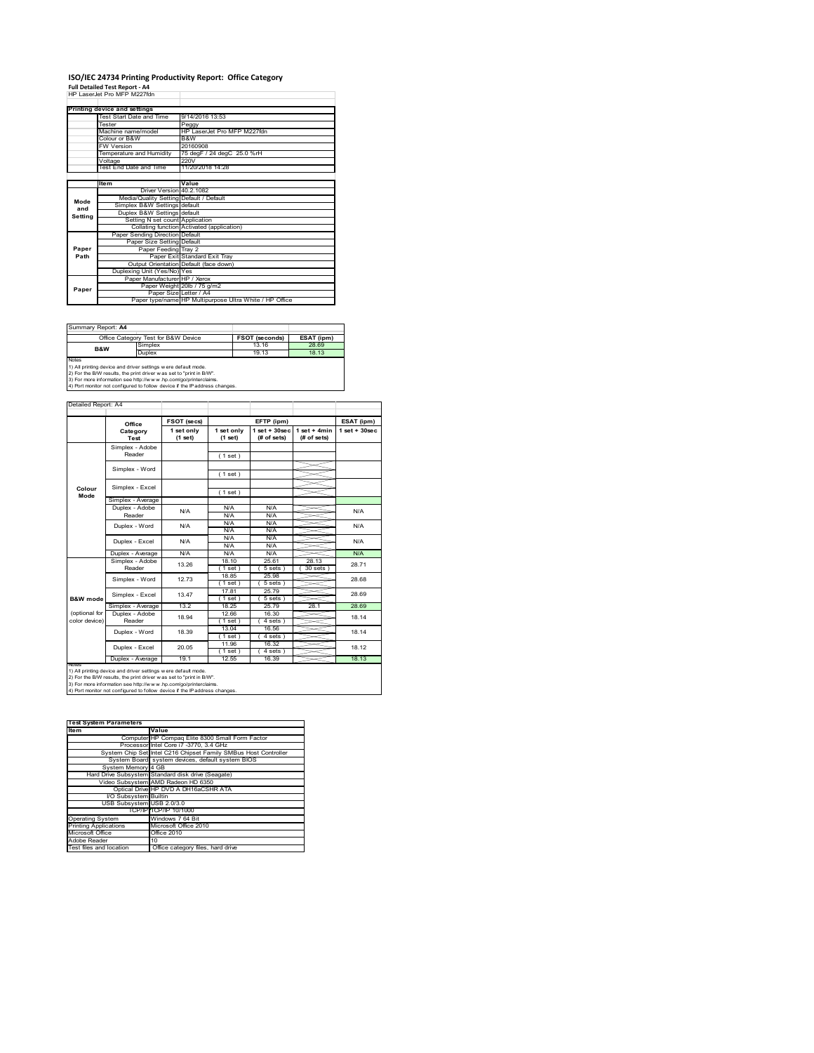# ISO/IEC 24734 Printing Productivity Report: Office Category

**Full Detailed Test Report - A4**

HP LaserJet Pro MFP M227fdn

| Printing device and settings | |
|---|---|
| Test Start Date and Time | 9/14/2016 13:53 |
| Tester | Peggy |
| Machine name/model | HP LaserJet Pro MFP M227fdn |
| Colour or B&W | B&W |
| FW Version | 20160908 |
| Temperature and Humidity | 75 degF / 24 degC 25.0 %rH |
| Voltage | 220V |
| Test End Date and Time | 11/20/2018 14:28 |

| | Item | Value |
|---|---|---|
| Mode and Setting | Driver Version | 40.2.1082 |
| | Media/Quality Setting | Default / Default |
| | Simplex B&W Settings | default |
| | Duplex B&W Settings | default |
| | Setting N set count | Application |
| | Collating function | Activated (application) |
| Paper Path | Paper Sending Direction | Default |
| | Paper Size Setting | Default |
| | Paper Feeding | Tray 2 |
| | Paper Exit | Standard Exit Tray |
| | Output Orientation | Default (face down) |
| | Duplexing Unit (Yes/No) | Yes |
| Paper | Paper Manufacturer | HP / Xerox |
| | Paper Weight | 20lb / 75 g/m2 |
| | Paper Size | Letter / A4 |
| | Paper type/name | HP Multipurpose Ultra White / HP Office |

Summary Report: **A4**

| Office Category Test for B&W Device | | FSOT (seconds) | ESAT (ipm) |
|---|---|---|---|
| B&W | Simplex | 13.16 | 28.69 |
| | Duplex | 19.13 | 18.13 |

Notes
1) All printing device and driver settings were default mode.
2) For the B/W results, the print driver was set to "print in B/W".
3) For more information see http://www.hp.com/go/printerclaims.
4) Port monitor not configured to follow device if the IP address changes.

Detailed Report: A4

| | Office Category Test | FSOT (secs) 1 set only (1 set) | EFTP (ipm) 1 set only (1 set) | EFTP (ipm) 1 set + 30sec (# of sets) | EFTP (ipm) 1 set + 4min (# of sets) | ESAT (ipm) 1 set + 30sec |
|---|---|---|---|---|---|---|
| Colour Mode | Simplex - Adobe Reader | | (1 set) | | | |
| | Simplex - Word | | (1 set) | | | |
| | Simplex - Excel | | (1 set) | | | |
| | Simplex - Average | | | | | |
| | Duplex - Adobe Reader | N/A | N/A<br>N/A | N/A<br>N/A | | N/A |
| | Duplex - Word | N/A | N/A<br>N/A | N/A<br>N/A | | N/A |
| | Duplex - Excel | N/A | N/A<br>N/A | N/A<br>N/A | | N/A |
| | Duplex - Average | N/A | N/A | N/A | | N/A |
| B&W mode (optional for color device) | Simplex - Adobe Reader | 13.26 | 18.10<br>(1 set) | 25.61<br>(5 sets) | 28.13<br>(30 sets) | 28.71 |
| | Simplex - Word | 12.73 | 18.85<br>(1 set) | 25.98<br>(5 sets) | | 28.68 |
| | Simplex - Excel | 13.47 | 17.81<br>(1 set) | 25.79<br>(5 sets) | | 28.69 |
| | Simplex - Average | 13.2 | 18.25 | 25.79 | 28.1 | 28.69 |
| | Duplex - Adobe Reader | 18.94 | 12.66<br>(1 set) | 16.30<br>(4 sets) | | 18.14 |
| | Duplex - Word | 18.39 | 13.04<br>(1 set) | 16.56<br>(4 sets) | | 18.14 |
| | Duplex - Excel | 20.05 | 11.96<br>(1 set) | 16.32<br>(4 sets) | | 18.12 |
| | Duplex - Average | 19.1 | 12.55 | 16.39 | | 18.13 |

Notes
1) All printing device and driver settings were default mode.
2) For the B/W results, the print driver was set to "print in B/W".
3) For more information see http://www.hp.com/go/printerclaims.
4) Port monitor not configured to follow device if the IP address changes.

| Test System Parameters | |
|---|---|
| **Item** | **Value** |
| Computer | HP Compaq Elite 8300 Small Form Factor |
| Processor | Intel Core i7 -3770, 3.4 GHz |
| System Chip Set | Intel C216 Chipset Family SMBus Host Controller |
| System Board | system devices, default system BIOS |
| System Memory | 4 GB |
| Hard Drive Subsystem | Standard disk drive (Seagate) |
| Video Subsystem | AMD Radeon HD 6350 |
| Optical Drive | HP DVD A DH16aCSHR ATA |
| I/O Subsystem | Builtin |
| USB Subsystem | USB 2.0/3.0 |
| TCP/IP | TCP/IP 10/1000 |
| Operating System | Windows 7 64 Bit |
| Printing Applications | Microsoft Office 2010 |
| Microsoft Office | Office 2010 |
| Adobe Reader | 10 |
| Test files and location | Office category files, hard drive |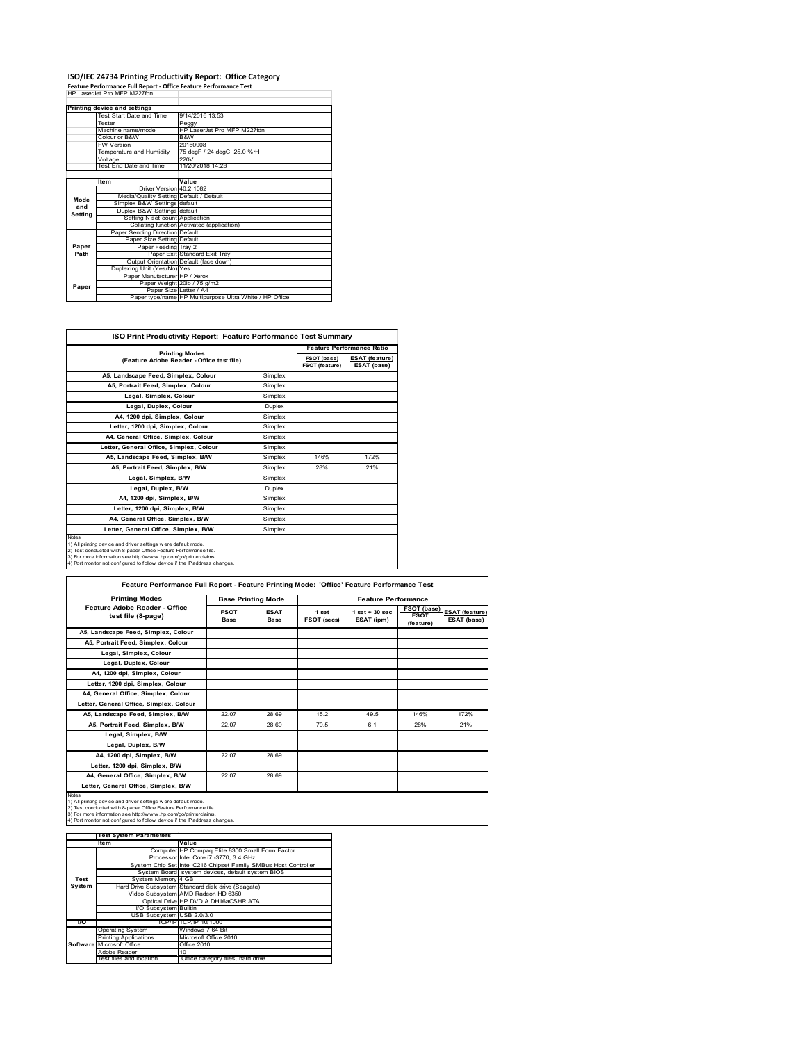# ISO/IEC 24734 Printing Productivity Report: Office Category

**Feature Performance Full Report - Office Feature Performance Test**

HP LaserJet Pro MFP M227fdn

| Printing device and settings | |
|---|---|
| Test Start Date and Time | 9/14/2016 13:53 |
| Tester | Peggy |
| Machine name/model | HP LaserJet Pro MFP M227fdn |
| Colour or B&W | B&W |
| FW Version | 20160908 |
| Temperature and Humidity | 75 degF / 24 degC 25.0 %rH |
| Voltage | 220V |
| Test End Date and Time | 11/20/2018 14:28 |

| | Item | Value |
|---|---|---|
| Mode and Setting | Driver Version | 40.2.1082 |
| | Media/Quality Setting | Default / Default |
| | Simplex B&W Settings | default |
| | Duplex B&W Settings | default |
| | Setting N set count | Application |
| | Collating function | Activated (application) |
| Paper Path | Paper Sending Direction | Default |
| | Paper Size Setting | Default |
| | Paper Feeding | Tray 2 |
| | Paper Exit | Standard Exit Tray |
| | Output Orientation | Default (face down) |
| | Duplexing Unit (Yes/No) | Yes |
| Paper | Paper Manufacturer | HP / Xerox |
| | Paper Weight | 20lb / 75 g/m2 |
| | Paper Size | Letter / A4 |
| | Paper type/name | HP Multipurpose Ultra White / HP Office |

## ISO Print Productivity Report: Feature Performance Test Summary

| Printing Modes (Feature Adobe Reader - Office test file) | | Feature Performance Ratio | |
|---|---|---|---|
| | | FSOT (base) / FSOT (feature) | ESAT (feature) / ESAT (base) |
| A5, Landscape Feed, Simplex, Colour | Simplex | | |
| A5, Portrait Feed, Simplex, Colour | Simplex | | |
| Legal, Simplex, Colour | Simplex | | |
| Legal, Duplex, Colour | Duplex | | |
| A4, 1200 dpi, Simplex, Colour | Simplex | | |
| Letter, 1200 dpi, Simplex, Colour | Simplex | | |
| A4, General Office, Simplex, Colour | Simplex | | |
| Letter, General Office, Simplex, Colour | Simplex | | |
| A5, Landscape Feed, Simplex, B/W | Simplex | 146% | 172% |
| A5, Portrait Feed, Simplex, B/W | Simplex | 28% | 21% |
| Legal, Simplex, B/W | Simplex | | |
| Legal, Duplex, B/W | Duplex | | |
| A4, 1200 dpi, Simplex, B/W | Simplex | | |
| Letter, 1200 dpi, Simplex, B/W | Simplex | | |
| A4, General Office, Simplex, B/W | Simplex | | |
| Letter, General Office, Simplex, B/W | Simplex | | |

Notes
1) All printing device and driver settings were default mode.
2) Test conducted with 8-paper Office Feature Performance file.
3) For more information see http://www.hp.com/go/printerclaims.
4) Port monitor not configured to follow device if the IP address changes.

## Feature Performance Full Report - Feature Printing Mode: 'Office' Feature Performance Test

| Printing Modes<br>Feature Adobe Reader - Office test file (8-page) | Base Printing Mode | | Feature Performance | | | |
|---|---|---|---|---|---|---|
| | FSOT Base | ESAT Base | 1 set FSOT (secs) | 1 set + 30 sec ESAT (ipm) | FSOT (base) / FSOT (feature) | ESAT (feature) / ESAT (base) |
| A5, Landscape Feed, Simplex, Colour | | | | | | |
| A5, Portrait Feed, Simplex, Colour | | | | | | |
| Legal, Simplex, Colour | | | | | | |
| Legal, Duplex, Colour | | | | | | |
| A4, 1200 dpi, Simplex, Colour | | | | | | |
| Letter, 1200 dpi, Simplex, Colour | | | | | | |
| A4, General Office, Simplex, Colour | | | | | | |
| Letter, General Office, Simplex, Colour | | | | | | |
| A5, Landscape Feed, Simplex, B/W | 22.07 | 28.69 | 15.2 | 49.5 | 146% | 172% |
| A5, Portrait Feed, Simplex, B/W | 22.07 | 28.69 | 79.5 | 6.1 | 28% | 21% |
| Legal, Simplex, B/W | | | | | | |
| Legal, Duplex, B/W | | | | | | |
| A4, 1200 dpi, Simplex, B/W | 22.07 | 28.69 | | | | |
| Letter, 1200 dpi, Simplex, B/W | | | | | | |
| A4, General Office, Simplex, B/W | 22.07 | 28.69 | | | | |
| Letter, General Office, Simplex, B/W | | | | | | |

Notes
1) All printing device and driver settings were default mode.
2) Test conducted with 8-paper Office Feature Performance file
3) For more information see http://www.hp.com/go/printerclaims.
4) Port monitor not configured to follow device if the IP address changes.

| | Test System Parameters | |
|---|---|---|
| | Item | Value |
| Test System | Computer | HP Compaq Elite 8300 Small Form Factor |
| | Processor | Intel Core i7 -3770, 3.4 GHz |
| | System Chip Set | Intel C216 Chipset Family SMBus Host Controller |
| | System Board | system devices, default system BIOS |
| | System Memory | 4 GB |
| | Hard Drive Subsystem | Standard disk drive (Seagate) |
| | Video Subsystem | AMD Radeon HD 6350 |
| | Optical Drive | HP DVD A DH16aCSHR ATA |
| | I/O Subsystem | Builtin |
| | USB Subsystem | USB 2.0/3.0 |
| I/O | TCP/IP | TCP/IP 10/1000 |
| Software | Operating System | Windows 7 64 Bit |
| | Printing Applications | Microsoft Office 2010 |
| | Microsoft Office | Office 2010 |
| | Adobe Reader | 10 |
| | Test files and location | Office category files, hard drive |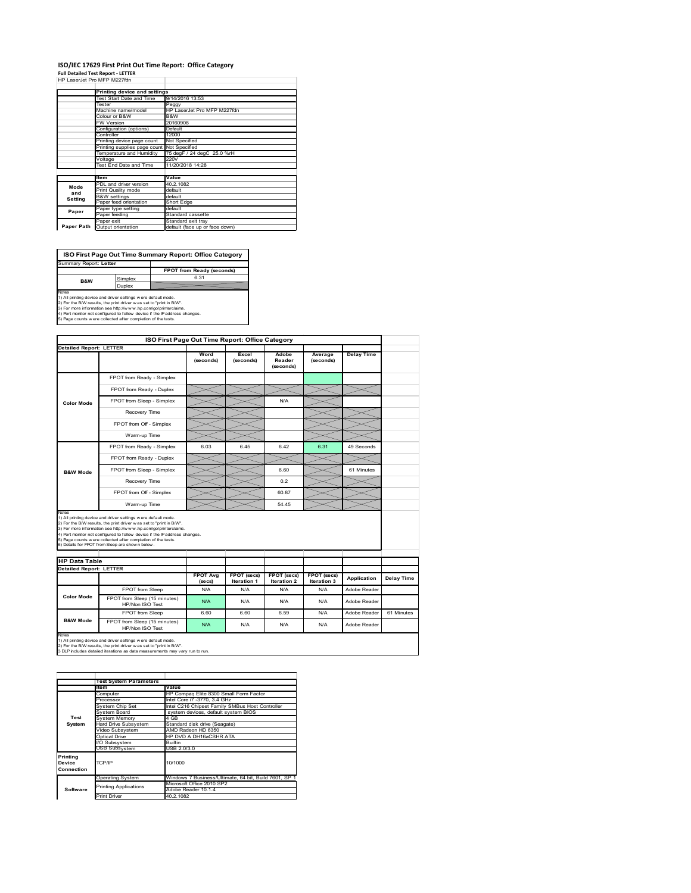# ISO/IEC 17629 First Print Out Time Report: Office Category

**Full Detailed Test Report - LETTER**

HP LaserJet Pro MFP M227fdn

| | Printing device and settings | |
|---|---|---|
| | Test Start Date and Time | 9/14/2016 13:53 |
| | Tester | Peggy |
| | Machine name/model | HP LaserJet Pro MFP M227fdn |
| | Colour or B&W | B&W |
| | FW Version | 20160908 |
| | Configuration (options) | Default |
| | Controller | 12000 |
| | Printing device page count | Not Specified |
| | Printing supplies page count | Not Specified |
| | Temperature and Humidity | 75 degF / 24 degC 25.0 %rH |
| | Voltage | 220V |
| | Test End Date and Time | 11/20/2018 14:28 |
| | **Item** | **Value** |
| Mode and Setting | PDL and driver version | 40.2.1082 |
| | Print Quality mode | default |
| | B&W settings | default |
| | Paper feed orientation | Short Edge |
| Paper | Paper type setting | default |
| | Paper feeding | Standard cassette |
| Paper Path | Paper exit | Standard exit tray |
| | Output orientation | default (face up or face down) |

## ISO First Page Out Time Summary Report: Office Category

Summary Report: **Letter**

| | | FPOT from Ready (seconds) |
|---|---|---|
| B&W | Simplex | 6.31 |
| | Duplex | |

Notes
1) All printing device and driver settings were default mode.
2) For the B/W results, the print driver was set to "print in B/W".
3) For more information see http://www.hp.com/go/printerclaims.
4) Port monitor not configured to follow device if the IP address changes.
5) Page counts were collected after completion of the tests.

## ISO First Page Out Time Report: Office Category

**Detailed Report: LETTER**

| | | Word (seconds) | Excel (seconds) | Adobe Reader (seconds) | Average (seconds) | Delay Time |
|---|---|---|---|---|---|---|
| Color Mode | FPOT from Ready - Simplex | | | | | |
| | FPOT from Ready - Duplex | | | | | |
| | FPOT from Sleep - Simplex | | | N/A | | |
| | Recovery Time | | | | | |
| | FPOT from Off - Simplex | | | | | |
| | Warm-up Time | | | | | |
| B&W Mode | FPOT from Ready - Simplex | 6.03 | 6.45 | 6.42 | 6.31 | 49 Seconds |
| | FPOT from Ready - Duplex | | | | | |
| | FPOT from Sleep - Simplex | | | 6.60 | | 61 Minutes |
| | Recovery Time | | | 0.2 | | |
| | FPOT from Off - Simplex | | | 60.87 | | |
| | Warm-up Time | | | 54.45 | | |

Notes
1) All printing device and driver settings were default mode.
2) For the B/W results, the print driver was set to "print in B/W".
3) For more information see http://www.hp.com/go/printerclaims.
4) Port monitor not configured to follow device if the IP address changes.
5) Page counts were collected after completion of the tests.
6) Details for FPOT from Sleep are shown below.

## HP Data Table

**Detailed Report: LETTER**

| | | FPOT Avg (secs) | FPOT (secs) Iteration 1 | FPOT (secs) Iteration 2 | FPOT (secs) Iteration 3 | Application | Delay Time |
|---|---|---|---|---|---|---|---|
| Color Mode | FPOT from Sleep | N/A | N/A | N/A | N/A | Adobe Reader | |
| | FPOT from Sleep (15 minutes) HP/Non ISO Test | N/A | N/A | N/A | N/A | Adobe Reader | |
| B&W Mode | FPOT from Sleep | 6.60 | 6.60 | 6.59 | N/A | Adobe Reader | 61 Minutes |
| | FPOT from Sleep (15 minutes) HP/Non ISO Test | N/A | N/A | N/A | N/A | Adobe Reader | |

Notes
1) All printing device and driver settings were default mode.
2) For the B/W results, the print driver was set to "print in B/W".
3 DLP includes detailed iterations as data measurements may vary run to run.

| | Test System Parameters | |
|---|---|---|
| | **Item** | **Value** |
| Test System | Computer | HP Compaq Elite 8300 Small Form Factor |
| | Processor | Intel Core i7 -3770, 3.4 GHz |
| | System Chip Set | Intel C216 Chipset Family SMBus Host Controller |
| | System Board | system devices, default system BIOS |
| | System Memory | 4 GB |
| | Hard Drive Subsystem | Standard disk drive (Seagate) |
| | Video Subsystem | AMD Radeon HD 6350 |
| | Optical Drive | HP DVD A DH16aCSHR ATA |
| | I/O Subsystem | Builtin |
| | USB Subsystem | USB 2.0/3.0 |
| Printing Device Connection | TCP/IP | 10/1000 |
| Software | Operating System | Windows 7 Business/Ultimate, 64 bit, Build 7601, SP 1 |
| | Printing Applications | Microsoft Office 2010 SP2 |
| | | Adobe Reader 10.1.4 |
| | Print Driver | 40.2.1082 |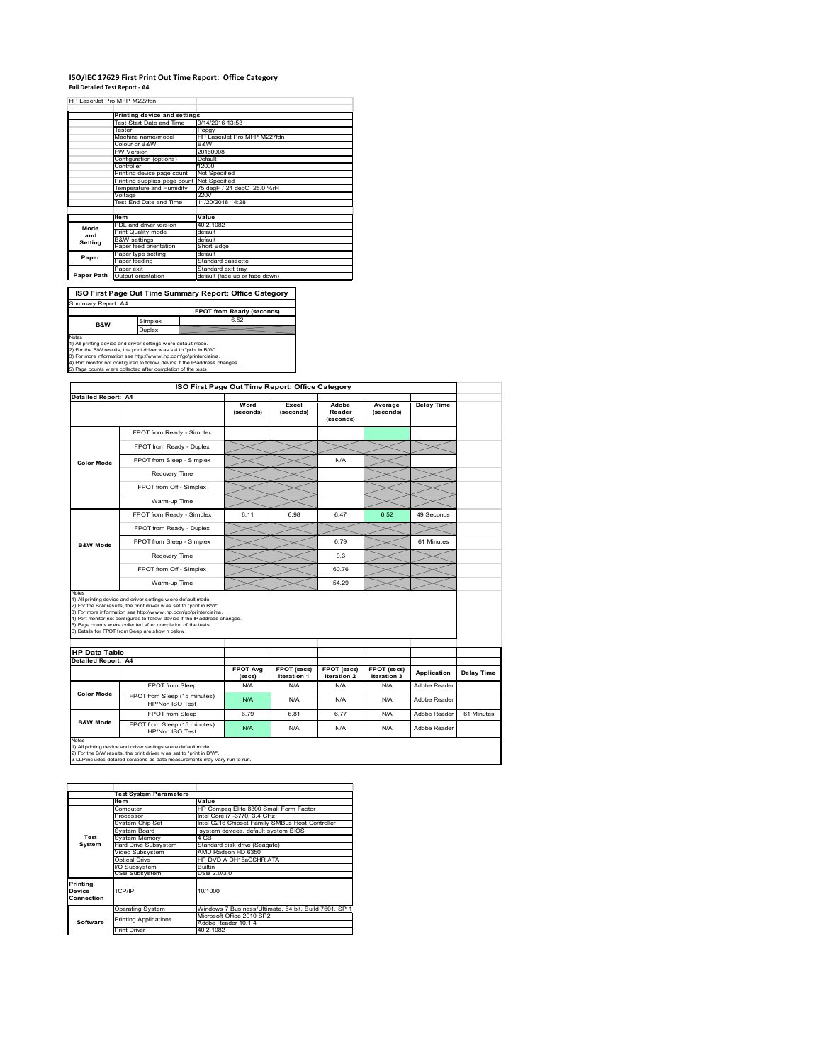# ISO/IEC 17629 First Print Out Time Report: Office Category

**Full Detailed Test Report - A4**

HP LaserJet Pro MFP M227fdn

| | Printing device and settings | |
|---|---|---|
| | Test Start Date and Time | 9/14/2016 13:53 |
| | Tester | Peggy |
| | Machine name/model | HP LaserJet Pro MFP M227fdn |
| | Colour or B&W | B&W |
| | FW Version | 20160908 |
| | Configuration (options) | Default |
| | Controller | 12000 |
| | Printing device page count | Not Specified |
| | Printing supplies page count | Not Specified |
| | Temperature and Humidity | 75 degF / 24 degC 25.0 %rH |
| | Voltage | 220V |
| | Test End Date and Time | 11/20/2018 14:28 |

| | Item | Value |
|---|---|---|
| Mode and Setting | PDL and driver version | 40.2.1082 |
| | Print Quality mode | default |
| | B&W settings | default |
| | Paper feed orientation | Short Edge |
| Paper | Paper type setting | default |
| | Paper feeding | Standard cassette |
| Paper Path | Paper exit | Standard exit tray |
| | Output orientation | default (face up or face down) |

## ISO First Page Out Time Summary Report: Office Category

Summary Report: A4

| | | FPOT from Ready (seconds) |
|---|---|---|
| B&W | Simplex | 6.52 |
| | Duplex | |

Notes
1) All printing device and driver settings were default mode.
2) For the B/W results, the print driver was set to "print in B/W".
3) For more information see http://www.hp.com/go/printerclaims.
4) Port monitor not configured to follow device if the IP address changes.
5) Page counts were collected after completion of the tests.

## ISO First Page Out Time Report: Office Category

Detailed Report: A4

| | | Word (seconds) | Excel (seconds) | Adobe Reader (seconds) | Average (seconds) | Delay Time |
|---|---|---|---|---|---|---|
| Color Mode | FPOT from Ready - Simplex | | | | | |
| | FPOT from Ready - Duplex | | | | | |
| | FPOT from Sleep - Simplex | | | N/A | | |
| | Recovery Time | | | | | |
| | FPOT from Off - Simplex | | | | | |
| | Warm-up Time | | | | | |
| B&W Mode | FPOT from Ready - Simplex | 6.11 | 6.98 | 6.47 | 6.52 | 49 Seconds |
| | FPOT from Ready - Duplex | | | | | |
| | FPOT from Sleep - Simplex | | | 6.79 | | 61 Minutes |
| | Recovery Time | | | 0.3 | | |
| | FPOT from Off - Simplex | | | 60.76 | | |
| | Warm-up Time | | | 54.29 | | |

Notes
1) All printing device and driver settings were default mode.
2) For the B/W results, the print driver was set to "print in B/W".
3) For more information see http://www.hp.com/go/printerclaims.
4) Port monitor not configured to follow device if the IP address changes.
5) Page counts were collected after completion of the tests.
6) Details for FPOT from Sleep are shown below.

## HP Data Table

Detailed Report: A4

| | | FPOT Avg (secs) | FPOT (secs) Iteration 1 | FPOT (secs) Iteration 2 | FPOT (secs) Iteration 3 | Application | Delay Time |
|---|---|---|---|---|---|---|---|
| Color Mode | FPOT from Sleep | N/A | N/A | N/A | N/A | Adobe Reader | |
| | FPOT from Sleep (15 minutes) HP/Non ISO Test | N/A | N/A | N/A | N/A | Adobe Reader | |
| B&W Mode | FPOT from Sleep | 6.79 | 6.81 | 6.77 | N/A | Adobe Reader | 61 Minutes |
| | FPOT from Sleep (15 minutes) HP/Non ISO Test | N/A | N/A | N/A | N/A | Adobe Reader | |

Notes
1) All printing device and driver settings were default mode.
2) For the B/W results, the print driver was set to "print in B/W".
3 DLP includes detailed iterations as data measurements may vary run to run.

| | Test System Parameters | |
|---|---|---|
| | Item | Value |
| Test System | Computer | HP Compaq Elite 8300 Small Form Factor |
| | Processor | Intel Core i7 -3770, 3.4 GHz |
| | System Chip Set | Intel C216 Chipset Family SMBus Host Controller |
| | System Board | system devices, default system BIOS |
| | System Memory | 4 GB |
| | Hard Drive Subsystem | Standard disk drive (Seagate) |
| | Video Subsystem | AMD Radeon HD 6350 |
| | Optical Drive | HP DVD A DH16aCSHR ATA |
| | I/O Subsystem | Builtin |
| | USB Subsystem | USB 2.0/3.0 |
| Printing Device Connection | TCP/IP | 10/1000 |
| Software | Operating System | Windows 7 Business/Ultimate, 64 bit, Build 7601, SP 1 |
| | Printing Applications | Microsoft Office 2010 SP2<br>Adobe Reader 10.1.4 |
| | Print Driver | 40.2.1082 |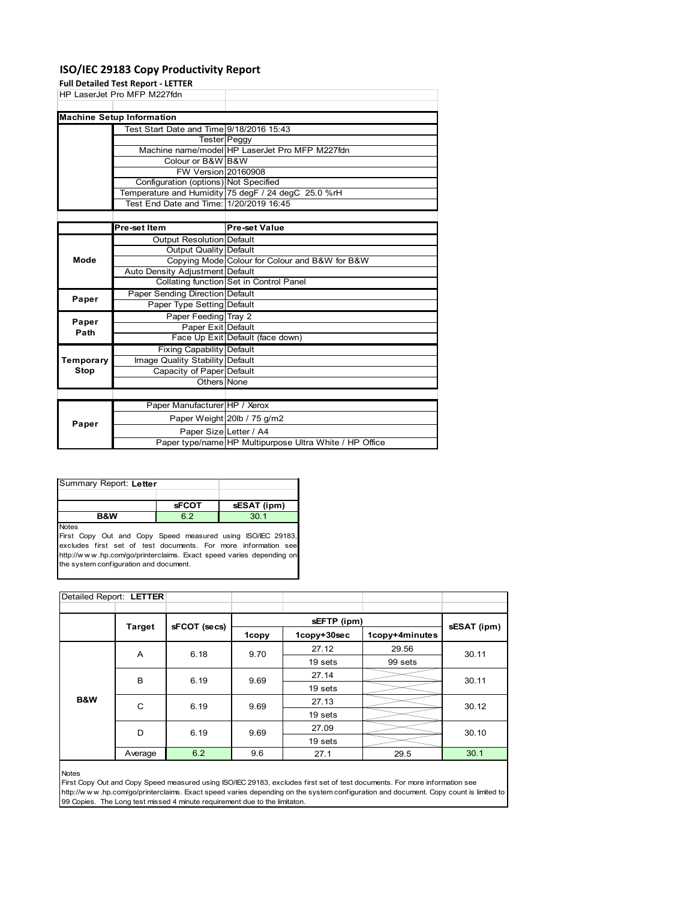# ISO/IEC 29183 Copy Productivity Report

**Full Detailed Test Report - LETTER**

HP LaserJet Pro MFP M227fdn

| **Machine Setup Information** | | |
|---|---|---|
| | Test Start Date and Time | 9/18/2016 15:43 |
| | Tester | Peggy |
| | Machine name/model | HP LaserJet Pro MFP M227fdn |
| | Colour or B&W | B&W |
| | FW Version | 20160908 |
| | Configuration (options) | Not Specified |
| | Temperature and Humidity | 75 degF / 24 degC 25.0 %rH |
| | Test End Date and Time: | 1/20/2019 16:45 |

| | **Pre-set Item** | **Pre-set Value** |
|---|---|---|
| **Mode** | Output Resolution | Default |
| | Output Quality | Default |
| | Copying Mode | Colour for Colour and B&W for B&W |
| | Auto Density Adjustment | Default |
| | Collating function | Set in Control Panel |
| **Paper** | Paper Sending Direction | Default |
| | Paper Type Setting | Default |
| **Paper Path** | Paper Feeding | Tray 2 |
| | Paper Exit | Default |
| | Face Up Exit | Default (face down) |
| **Temporary Stop** | Fixing Capability | Default |
| | Image Quality Stability | Default |
| | Capacity of Paper | Default |
| | Others | None |

| | | |
|---|---|---|
| **Paper** | Paper Manufacturer | HP / Xerox |
| | Paper Weight | 20lb / 75 g/m2 |
| | Paper Size | Letter / A4 |
| | Paper type/name | HP Multipurpose Ultra White / HP Office |

Summary Report: **Letter**

| | **sFCOT** | **sESAT (ipm)** |
|---|---|---|
| **B&W** | 6.2 | 30.1 |

Notes
First Copy Out and Copy Speed measured using ISO/IEC 29183, excludes first set of test documents. For more information see http://w w w .hp.com/go/printerclaims. Exact speed varies depending on the system configuration and document.

Detailed Report: **LETTER**

| | Target | sFCOT (secs) | sEFTP (ipm) | | | sESAT (ipm) |
|---|---|---|---|---|---|---|
| | | | 1copy | 1copy+30sec | 1copy+4minutes | |
| **B&W** | A | 6.18 | 9.70 | 27.12 | 29.56 | 30.11 |
| | | | | 19 sets | 99 sets | |
| | B | 6.19 | 9.69 | 27.14 | | 30.11 |
| | | | | 19 sets | | |
| | C | 6.19 | 9.69 | 27.13 | | 30.12 |
| | | | | 19 sets | | |
| | D | 6.19 | 9.69 | 27.09 | | 30.10 |
| | | | | 19 sets | | |
| | Average | 6.2 | 9.6 | 27.1 | 29.5 | 30.1 |

Notes
First Copy Out and Copy Speed measured using ISO/IEC 29183, excludes first set of test documents. For more information see http://w w w .hp.com/go/printerclaims. Exact speed varies depending on the system configuration and document. Copy count is limited to 99 Copies. The Long test missed 4 minute requirement due to the limitaton.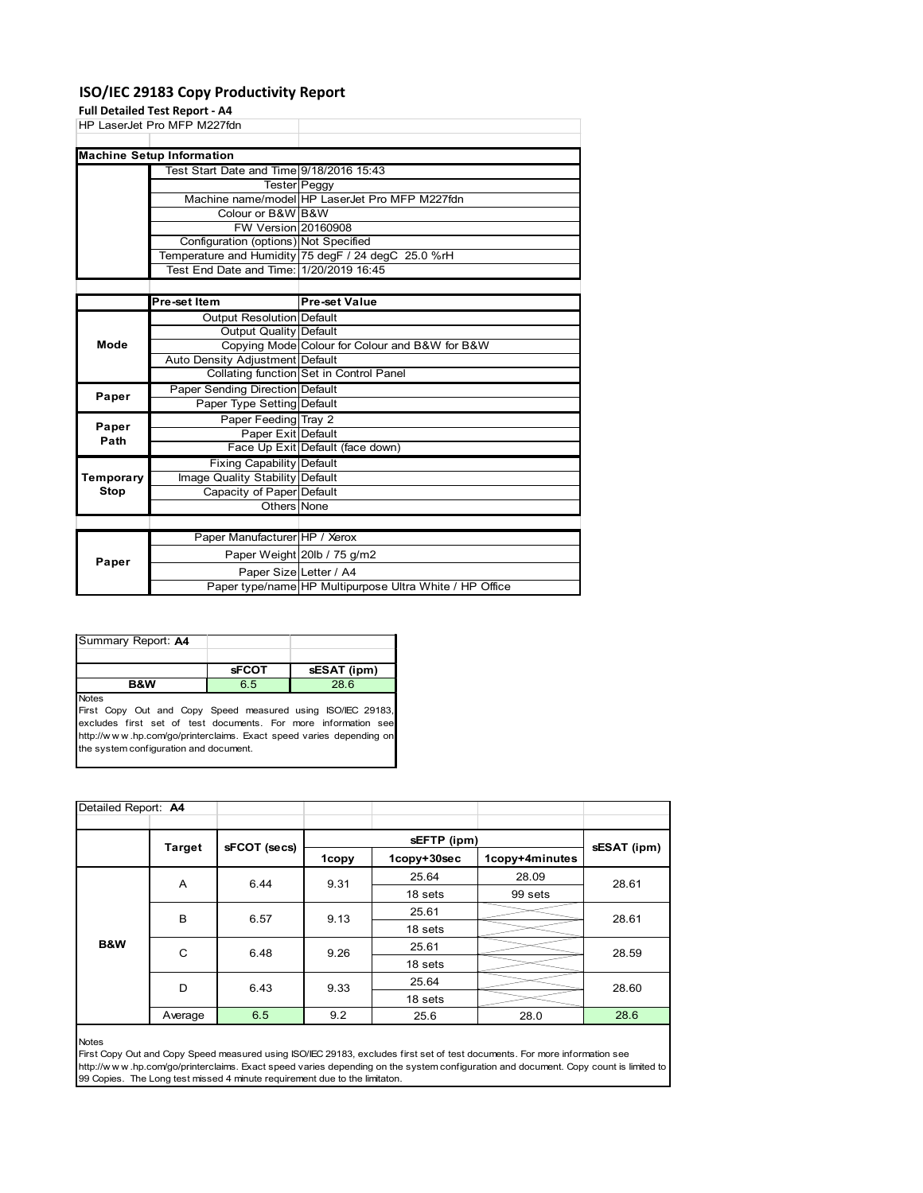# ISO/IEC 29183 Copy Productivity Report

**Full Detailed Test Report - A4**

HP LaserJet Pro MFP M227fdn

| **Machine Setup Information** | | |
|---|---|---|
| | Test Start Date and Time | 9/18/2016 15:43 |
| | Tester | Peggy |
| | Machine name/model | HP LaserJet Pro MFP M227fdn |
| | Colour or B&W | B&W |
| | FW Version | 20160908 |
| | Configuration (options) | Not Specified |
| | Temperature and Humidity | 75 degF / 24 degC 25.0 %rH |
| | Test End Date and Time: | 1/20/2019 16:45 |

| | **Pre-set Item** | **Pre-set Value** |
|---|---|---|
| **Mode** | Output Resolution | Default |
| | Output Quality | Default |
| | Copying Mode | Colour for Colour and B&W for B&W |
| | Auto Density Adjustment | Default |
| | Collating function | Set in Control Panel |
| **Paper** | Paper Sending Direction | Default |
| | Paper Type Setting | Default |
| **Paper Path** | Paper Feeding | Tray 2 |
| | Paper Exit | Default |
| | Face Up Exit | Default (face down) |
| **Temporary Stop** | Fixing Capability | Default |
| | Image Quality Stability | Default |
| | Capacity of Paper | Default |
| | Others | None |

| | | |
|---|---|---|
| **Paper** | Paper Manufacturer | HP / Xerox |
| | Paper Weight | 20lb / 75 g/m2 |
| | Paper Size | Letter / A4 |
| | Paper type/name | HP Multipurpose Ultra White / HP Office |

Summary Report: **A4**

| | **sFCOT** | **sESAT (ipm)** |
|---|---|---|
| **B&W** | 6.5 | 28.6 |

Notes
First Copy Out and Copy Speed measured using ISO/IEC 29183, excludes first set of test documents. For more information see http://www.hp.com/go/printerclaims. Exact speed varies depending on the system configuration and document.

Detailed Report: **A4**

| | Target | sFCOT (secs) | sEFTP (ipm) | | | sESAT (ipm) |
|---|---|---|---|---|---|---|
| | | | 1copy | 1copy+30sec | 1copy+4minutes | |
| **B&W** | A | 6.44 | 9.31 | 25.64 | 28.09 | 28.61 |
| | | | | 18 sets | 99 sets | |
| | B | 6.57 | 9.13 | 25.61 | | 28.61 |
| | | | | 18 sets | | |
| | C | 6.48 | 9.26 | 25.61 | | 28.59 |
| | | | | 18 sets | | |
| | D | 6.43 | 9.33 | 25.64 | | 28.60 |
| | | | | 18 sets | | |
| | Average | 6.5 | 9.2 | 25.6 | 28.0 | 28.6 |

Notes
First Copy Out and Copy Speed measured using ISO/IEC 29183, excludes first set of test documents. For more information see http://www.hp.com/go/printerclaims. Exact speed varies depending on the system configuration and document. Copy count is limited to 99 Copies. The Long test missed 4 minute requirement due to the limitaton.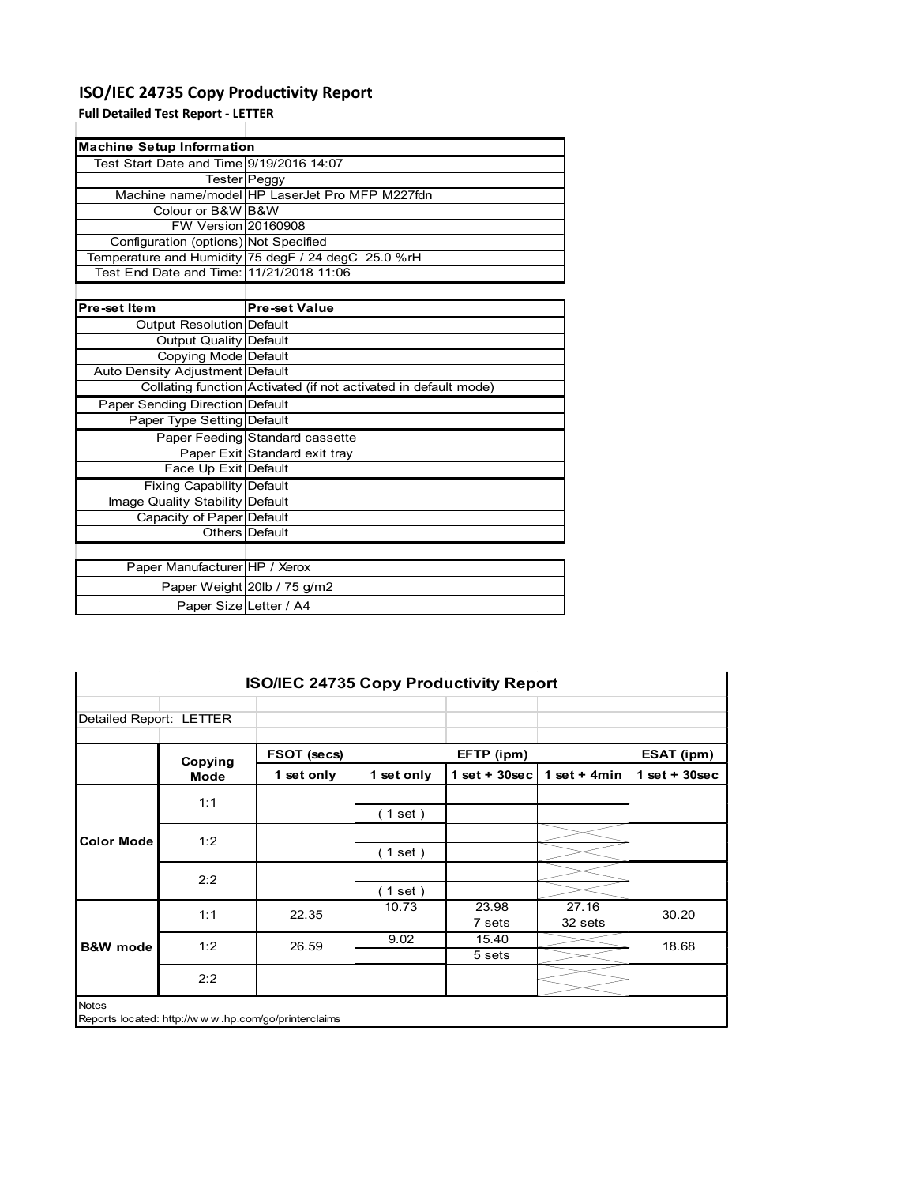# ISO/IEC 24735 Copy Productivity Report

**Full Detailed Test Report - LETTER**

| Machine Setup Information | |
|---|---|
| Test Start Date and Time | 9/19/2016 14:07 |
| Tester | Peggy |
| Machine name/model | HP LaserJet Pro MFP M227fdn |
| Colour or B&W | B&W |
| FW Version | 20160908 |
| Configuration (options) | Not Specified |
| Temperature and Humidity | 75 degF / 24 degC 25.0 %rH |
| Test End Date and Time: | 11/21/2018 11:06 |

| Pre-set Item | Pre-set Value |
|---|---|
| Output Resolution | Default |
| Output Quality | Default |
| Copying Mode | Default |
| Auto Density Adjustment | Default |
| Collating function | Activated (if not activated in default mode) |
| Paper Sending Direction | Default |
| Paper Type Setting | Default |
| Paper Feeding | Standard cassette |
| Paper Exit | Standard exit tray |
| Face Up Exit | Default |
| Fixing Capability | Default |
| Image Quality Stability | Default |
| Capacity of Paper | Default |
| Others | Default |

| | |
|---|---|
| Paper Manufacturer | HP / Xerox |
| Paper Weight | 20lb / 75 g/m2 |
| Paper Size | Letter / A4 |

**ISO/IEC 24735 Copy Productivity Report**

Detailed Report: LETTER

| | Copying Mode | FSOT (secs) | EFTP (ipm) | | | ESAT (ipm) |
|---|---|---|---|---|---|---|
| | | 1 set only | 1 set only | 1 set + 30sec | 1 set + 4min | 1 set + 30sec |
| Color Mode | 1:1 | | ( 1 set ) | | | |
| | 1:2 | | ( 1 set ) | | | |
| | 2:2 | | ( 1 set ) | | | |
| B&W mode | 1:1 | 22.35 | 10.73 | 23.98<br>7 sets | 27.16<br>32 sets | 30.20 |
| | 1:2 | 26.59 | 9.02 | 15.40<br>5 sets | | 18.68 |
| | 2:2 | | | | | |

Notes

Reports located: http://www.hp.com/go/printerclaims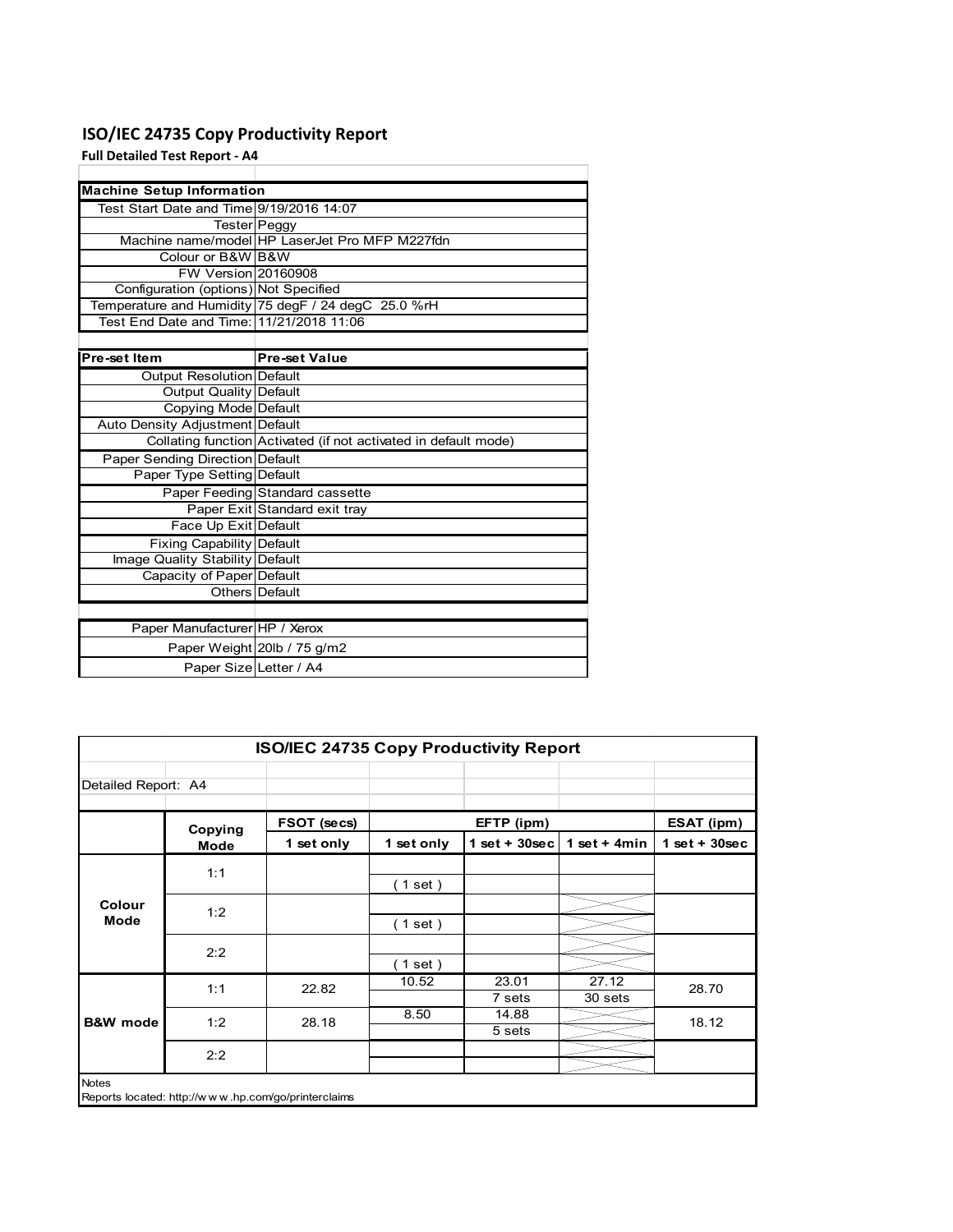# ISO/IEC 24735 Copy Productivity Report

**Full Detailed Test Report - A4**

| Machine Setup Information | |
|---|---|
| Test Start Date and Time | 9/19/2016 14:07 |
| Tester | Peggy |
| Machine name/model | HP LaserJet Pro MFP M227fdn |
| Colour or B&W | B&W |
| FW Version | 20160908 |
| Configuration (options) | Not Specified |
| Temperature and Humidity | 75 degF / 24 degC 25.0 %rH |
| Test End Date and Time: | 11/21/2018 11:06 |

| Pre-set Item | Pre-set Value |
|---|---|
| Output Resolution | Default |
| Output Quality | Default |
| Copying Mode | Default |
| Auto Density Adjustment | Default |
| Collating function | Activated (if not activated in default mode) |
| Paper Sending Direction | Default |
| Paper Type Setting | Default |
| Paper Feeding | Standard cassette |
| Paper Exit | Standard exit tray |
| Face Up Exit | Default |
| Fixing Capability | Default |
| Image Quality Stability | Default |
| Capacity of Paper | Default |
| Others | Default |

| | |
|---|---|
| Paper Manufacturer | HP / Xerox |
| Paper Weight | 20lb / 75 g/m2 |
| Paper Size | Letter / A4 |

## ISO/IEC 24735 Copy Productivity Report

Detailed Report: A4

| | Copying Mode | FSOT (secs) | EFTP (ipm) | | | ESAT (ipm) |
|---|---|---|---|---|---|---|
| | | 1 set only | 1 set only | 1 set + 30sec | 1 set + 4min | 1 set + 30sec |
| Colour Mode | 1:1 | | ( 1 set ) | | | |
| | 1:2 | | ( 1 set ) | | | |
| | 2:2 | | ( 1 set ) | | | |
| B&W mode | 1:1 | 22.82 | 10.52 | 23.01<br>7 sets | 27.12<br>30 sets | 28.70 |
| | 1:2 | 28.18 | 8.50 | 14.88<br>5 sets | | 18.12 |
| | 2:2 | | | | | |

Notes

Reports located: http://w w w .hp.com/go/printerclaims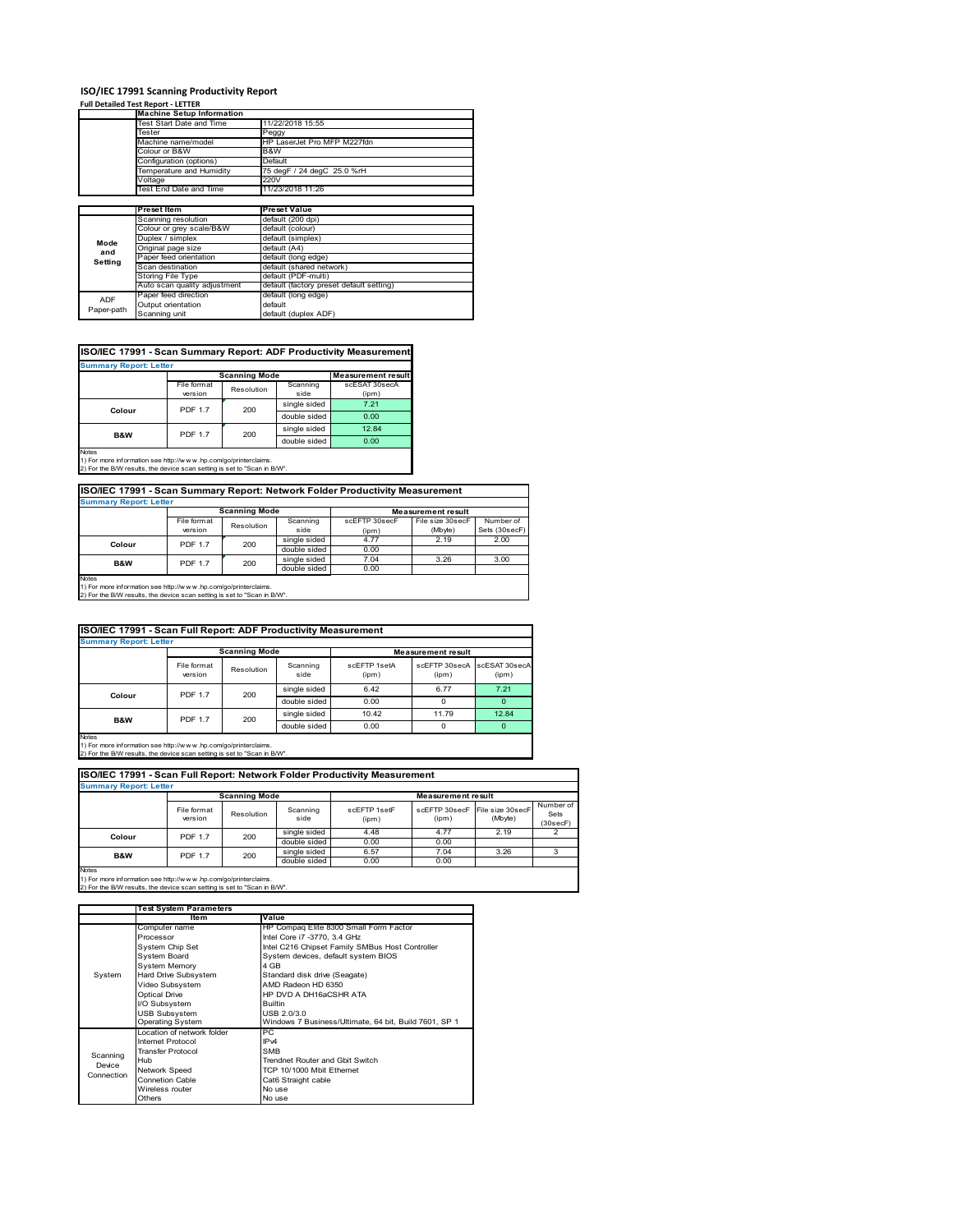# ISO/IEC 17991 Scanning Productivity Report

**Full Detailed Test Report - LETTER**

| | Machine Setup Information | |
|---|---|---|
| | Test Start Date and Time | 11/22/2018 15:55 |
| | Tester | Peggy |
| | Machine name/model | HP LaserJet Pro MFP M227fdn |
| | Colour or B&W | B&W |
| | Configuration (options) | Default |
| | Temperature and Humidity | 75 degF / 24 degC 25.0 %rH |
| | Voltage | 220V |
| | Test End Date and Time | 11/23/2018 11:26 |

| | Preset Item | Preset Value |
|---|---|---|
| Mode and Setting | Scanning resolution | default (200 dpi) |
| | Colour or grey scale/B&W | default (colour) |
| | Duplex / simplex | default (simplex) |
| | Original page size | default (A4) |
| | Paper feed orientation | default (long edge) |
| | Scan destination | default (shared network) |
| | Storing File Type | default (PDF-multi) |
| | Auto scan quality adjustment | default (factory preset default setting) |
| ADF Paper-path | Paper feed direction | default (long edge) |
| | Output orientation | default |
| | Scanning unit | default (duplex ADF) |

## ISO/IEC 17991 - Scan Summary Report: ADF Productivity Measurement

**Summary Report: Letter**

| | Scanning Mode | | | Measurement result |
|---|---|---|---|---|
| | File format version | Resolution | Scanning side | scESAT 30secA (ipm) |
| Colour | PDF 1.7 | 200 | single sided | 7.21 |
| | | | double sided | 0.00 |
| B&W | PDF 1.7 | 200 | single sided | 12.84 |
| | | | double sided | 0.00 |

Notes
1) For more information see http://www.hp.com/go/printerclaims.
2) For the B/W results, the device scan setting is set to "Scan in B/W".

## ISO/IEC 17991 - Scan Summary Report: Network Folder Productivity Measurement

**Summary Report: Letter**

| | Scanning Mode | | | Measurement result | | |
|---|---|---|---|---|---|---|
| | File format version | Resolution | Scanning side | scEFTP 30secF (ipm) | File size 30secF (Mbyte) | Number of Sets (30secF) |
| Colour | PDF 1.7 | 200 | single sided | 4.77 | 2.19 | 2.00 |
| | | | double sided | 0.00 | | |
| B&W | PDF 1.7 | 200 | single sided | 7.04 | 3.26 | 3.00 |
| | | | double sided | 0.00 | | |

Notes
1) For more information see http://www.hp.com/go/printerclaims.
2) For the B/W results, the device scan setting is set to "Scan in B/W".

## ISO/IEC 17991 - Scan Full Report: ADF Productivity Measurement

**Summary Report: Letter**

| | Scanning Mode | | | Measurement result | | |
|---|---|---|---|---|---|---|
| | File format version | Resolution | Scanning side | scEFTP 1setA (ipm) | scEFTP 30secA (ipm) | scESAT 30secA (ipm) |
| Colour | PDF 1.7 | 200 | single sided | 6.42 | 6.77 | 7.21 |
| | | | double sided | 0.00 | 0 | 0 |
| B&W | PDF 1.7 | 200 | single sided | 10.42 | 11.79 | 12.84 |
| | | | double sided | 0.00 | 0 | 0 |

Notes
1) For more information see http://www.hp.com/go/printerclaims.
2) For the B/W results, the device scan setting is set to "Scan in B/W".

## ISO/IEC 17991 - Scan Full Report: Network Folder Productivity Measurement

**Summary Report: Letter**

| | Scanning Mode | | | Measurement result | | | |
|---|---|---|---|---|---|---|---|
| | File format version | Resolution | Scanning side | scEFTP 1setF (ipm) | scEFTP 30secF (ipm) | File size 30secF (Mbyte) | Number of Sets (30secF) |
| Colour | PDF 1.7 | 200 | single sided | 4.48 | 4.77 | 2.19 | 2 |
| | | | double sided | 0.00 | 0.00 | | |
| B&W | PDF 1.7 | 200 | single sided | 6.57 | 7.04 | 3.26 | 3 |
| | | | double sided | 0.00 | 0.00 | | |

Notes
1) For more information see http://www.hp.com/go/printerclaims.
2) For the B/W results, the device scan setting is set to "Scan in B/W".

| | Test System Parameters | |
|---|---|---|
| | Item | Value |
| System | Computer name | HP Compaq Elite 8300 Small Form Factor |
| | Processor | Intel Core i7 -3770, 3.4 GHz |
| | System Chip Set | Intel C216 Chipset Family SMBus Host Controller |
| | System Board | System devices, default system BIOS |
| | System Memory | 4 GB |
| | Hard Drive Subsystem | Standard disk drive (Seagate) |
| | Video Subsystem | AMD Radeon HD 6350 |
| | Optical Drive | HP DVD A DH16aCSHR ATA |
| | I/O Subsystem | Builtin |
| | USB Subsystem | USB 2.0/3.0 |
| | Operating System | Windows 7 Business/Ultimate, 64 bit, Build 7601, SP 1 |
| Scanning Device Connection | Location of network folder | PC |
| | Internet Protocol | IPv4 |
| | Transfer Protocol | SMB |
| | Hub | Trendnet Router and Gbit Switch |
| | Network Speed | TCP 10/1000 Mbit Ethernet |
| | Connetion Cable | Cat6 Straight cable |
| | Wireless router | No use |
| | Others | No use |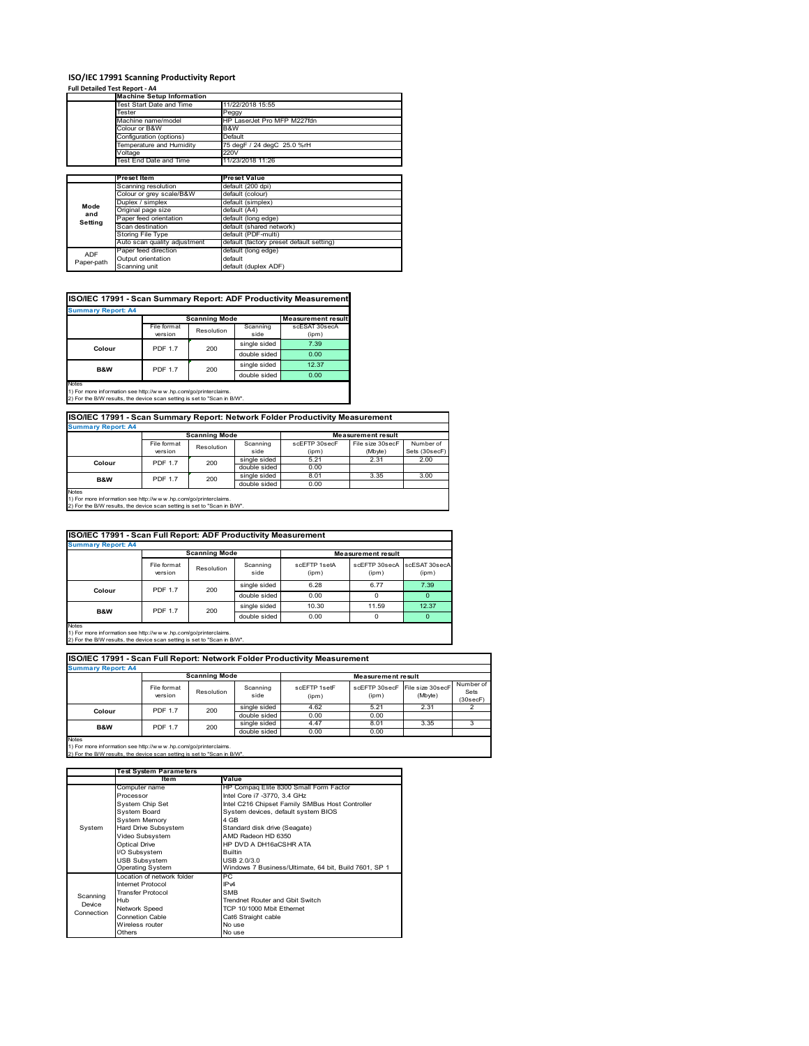# ISO/IEC 17991 Scanning Productivity Report

**Full Detailed Test Report - A4**

| | Machine Setup Information | |
|---|---|---|
| | Test Start Date and Time | 11/22/2018 15:55 |
| | Tester | Peggy |
| | Machine name/model | HP LaserJet Pro MFP M227fdn |
| | Colour or B&W | B&W |
| | Configuration (options) | Default |
| | Temperature and Humidity | 75 degF / 24 degC 25.0 %rH |
| | Voltage | 220V |
| | Test End Date and Time | 11/23/2018 11:26 |

| | Preset Item | Preset Value |
|---|---|---|
| Mode and Setting | Scanning resolution | default (200 dpi) |
| | Colour or grey scale/B&W | default (colour) |
| | Duplex / simplex | default (simplex) |
| | Original page size | default (A4) |
| | Paper feed orientation | default (long edge) |
| | Scan destination | default (shared network) |
| | Storing File Type | default (PDF-multi) |
| | Auto scan quality adjustment | default (factory preset default setting) |
| ADF Paper-path | Paper feed direction | default (long edge) |
| | Output orientation | default |
| | Scanning unit | default (duplex ADF) |

## ISO/IEC 17991 - Scan Summary Report: ADF Productivity Measurement

**Summary Report: A4**

| | Scanning Mode | | | Measurement result |
|---|---|---|---|---|
| | File format version | Resolution | Scanning side | scESAT 30secA (ipm) |
| Colour | PDF 1.7 | 200 | single sided | 7.39 |
| | | | double sided | 0.00 |
| B&W | PDF 1.7 | 200 | single sided | 12.37 |
| | | | double sided | 0.00 |

Notes
1) For more information see http://www.hp.com/go/printerclaims.
2) For the B/W results, the device scan setting is set to "Scan in B/W".

## ISO/IEC 17991 - Scan Summary Report: Network Folder Productivity Measurement

**Summary Report: A4**

| | Scanning Mode | | | Measurement result | | |
|---|---|---|---|---|---|---|
| | File format version | Resolution | Scanning side | scEFTP 30secF (ipm) | File size 30secF (Mbyte) | Number of Sets (30secF) |
| Colour | PDF 1.7 | 200 | single sided | 5.21 | 2.31 | 2.00 |
| | | | double sided | 0.00 | | |
| B&W | PDF 1.7 | 200 | single sided | 8.01 | 3.35 | 3.00 |
| | | | double sided | 0.00 | | |

Notes
1) For more information see http://www.hp.com/go/printerclaims.
2) For the B/W results, the device scan setting is set to "Scan in B/W".

## ISO/IEC 17991 - Scan Full Report: ADF Productivity Measurement

**Summary Report: A4**

| | Scanning Mode | | | Measurement result | | |
|---|---|---|---|---|---|---|
| | File format version | Resolution | Scanning side | scEFTP 1setA (ipm) | scEFTP 30secA (ipm) | scESAT 30secA (ipm) |
| Colour | PDF 1.7 | 200 | single sided | 6.28 | 6.77 | 7.39 |
| | | | double sided | 0.00 | 0 | 0 |
| B&W | PDF 1.7 | 200 | single sided | 10.30 | 11.59 | 12.37 |
| | | | double sided | 0.00 | 0 | 0 |

Notes
1) For more information see http://www.hp.com/go/printerclaims.
2) For the B/W results, the device scan setting is set to "Scan in B/W".

## ISO/IEC 17991 - Scan Full Report: Network Folder Productivity Measurement

**Summary Report: A4**

| | Scanning Mode | | | Measurement result | | | |
|---|---|---|---|---|---|---|---|
| | File format version | Resolution | Scanning side | scEFTP 1setF (ipm) | scEFTP 30secF (ipm) | File size 30secF (Mbyte) | Number of Sets (30secF) |
| Colour | PDF 1.7 | 200 | single sided | 4.62 | 5.21 | 2.31 | 2 |
| | | | double sided | 0.00 | 0.00 | | |
| B&W | PDF 1.7 | 200 | single sided | 4.47 | 8.01 | 3.35 | 3 |
| | | | double sided | 0.00 | 0.00 | | |

Notes
1) For more information see http://www.hp.com/go/printerclaims.
2) For the B/W results, the device scan setting is set to "Scan in B/W".

| | Test System Parameters | |
|---|---|---|
| | Item | Value |
| System | Computer name | HP Compaq Elite 8300 Small Form Factor |
| | Processor | Intel Core i7 -3770, 3.4 GHz |
| | System Chip Set | Intel C216 Chipset Family SMBus Host Controller |
| | System Board | System devices, default system BIOS |
| | System Memory | 4 GB |
| | Hard Drive Subsystem | Standard disk drive (Seagate) |
| | Video Subsystem | AMD Radeon HD 6350 |
| | Optical Drive | HP DVD A DH16aCSHR ATA |
| | I/O Subsystem | Builtin |
| | USB Subsystem | USB 2.0/3.0 |
| | Operating System | Windows 7 Business/Ultimate, 64 bit, Build 7601, SP 1 |
| Scanning Device Connection | Location of network folder | PC |
| | Internet Protocol | IPv4 |
| | Transfer Protocol | SMB |
| | Hub | Trendnet Router and Gbit Switch |
| | Network Speed | TCP 10/1000 Mbit Ethernet |
| | Connetion Cable | Cat6 Straight cable |
| | Wireless router | No use |
| | Others | No use |